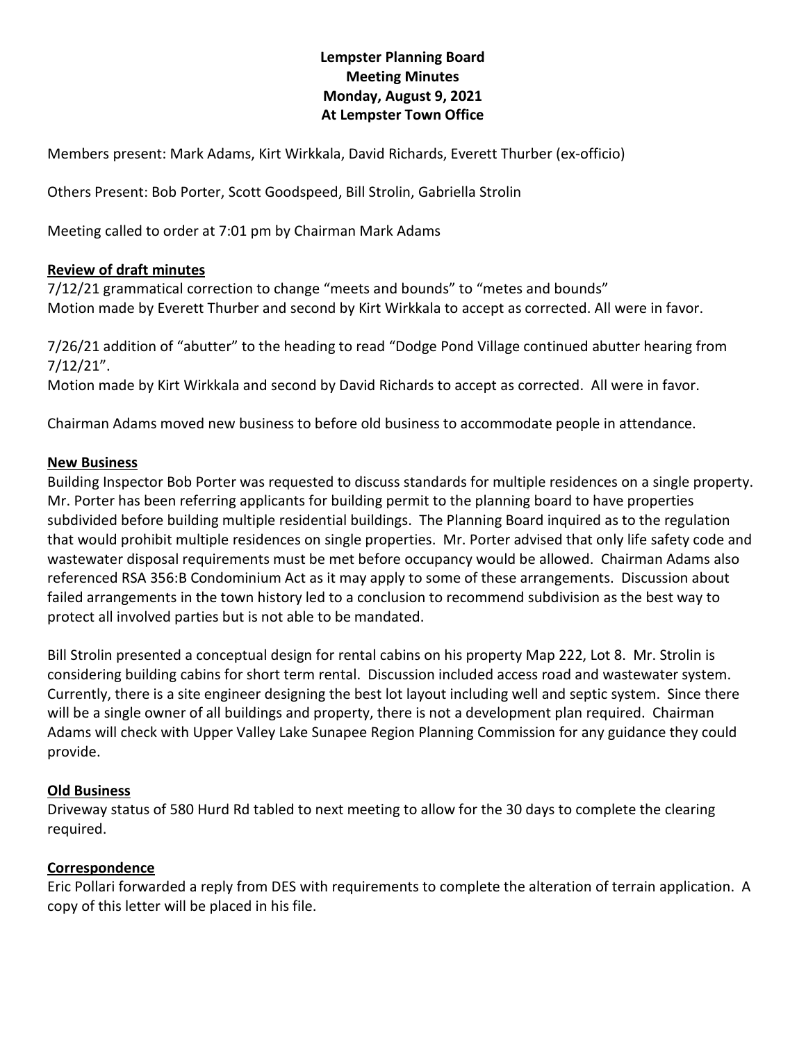**Lempster Planning Board**
**Meeting Minutes**
**Monday, August 9, 2021**
**At Lempster Town Office**

Members present: Mark Adams, Kirt Wirkkala, David Richards, Everett Thurber (ex-officio)

Others Present: Bob Porter, Scott Goodspeed, Bill Strolin, Gabriella Strolin

Meeting called to order at 7:01 pm by Chairman Mark Adams

## Review of draft minutes

7/12/21 grammatical correction to change "meets and bounds" to "metes and bounds"
Motion made by Everett Thurber and second by Kirt Wirkkala to accept as corrected. All were in favor.

7/26/21 addition of "abutter" to the heading to read "Dodge Pond Village continued abutter hearing from 7/12/21".
Motion made by Kirt Wirkkala and second by David Richards to accept as corrected. All were in favor.

Chairman Adams moved new business to before old business to accommodate people in attendance.

## New Business

Building Inspector Bob Porter was requested to discuss standards for multiple residences on a single property. Mr. Porter has been referring applicants for building permit to the planning board to have properties subdivided before building multiple residential buildings. The Planning Board inquired as to the regulation that would prohibit multiple residences on single properties. Mr. Porter advised that only life safety code and wastewater disposal requirements must be met before occupancy would be allowed. Chairman Adams also referenced RSA 356:B Condominium Act as it may apply to some of these arrangements. Discussion about failed arrangements in the town history led to a conclusion to recommend subdivision as the best way to protect all involved parties but is not able to be mandated.

Bill Strolin presented a conceptual design for rental cabins on his property Map 222, Lot 8. Mr. Strolin is considering building cabins for short term rental. Discussion included access road and wastewater system. Currently, there is a site engineer designing the best lot layout including well and septic system. Since there will be a single owner of all buildings and property, there is not a development plan required. Chairman Adams will check with Upper Valley Lake Sunapee Region Planning Commission for any guidance they could provide.

## Old Business

Driveway status of 580 Hurd Rd tabled to next meeting to allow for the 30 days to complete the clearing required.

## Correspondence

Eric Pollari forwarded a reply from DES with requirements to complete the alteration of terrain application. A copy of this letter will be placed in his file.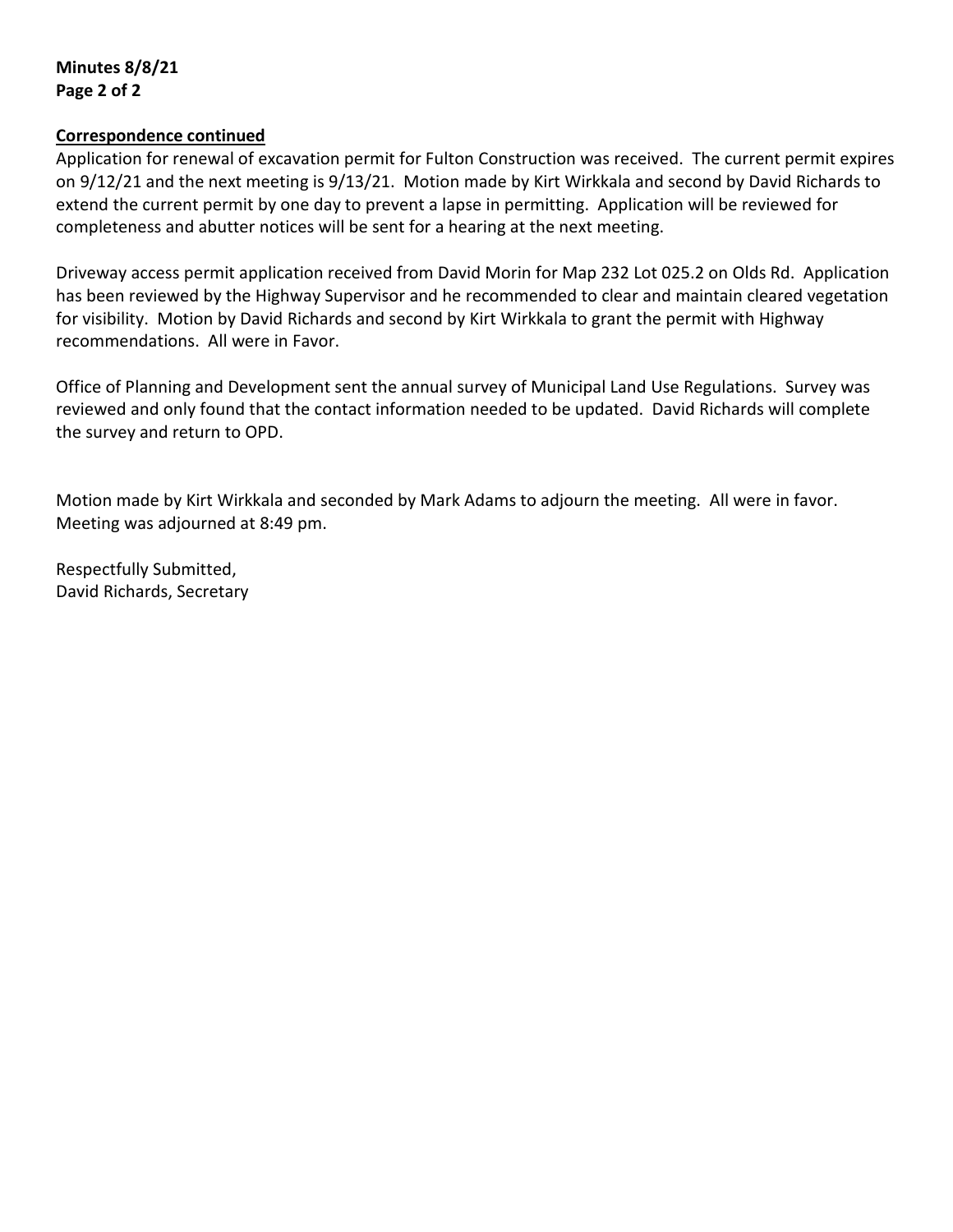**Correspondence continued**

Application for renewal of excavation permit for Fulton Construction was received. The current permit expires on 9/12/21 and the next meeting is 9/13/21. Motion made by Kirt Wirkkala and second by David Richards to extend the current permit by one day to prevent a lapse in permitting. Application will be reviewed for completeness and abutter notices will be sent for a hearing at the next meeting.

Driveway access permit application received from David Morin for Map 232 Lot 025.2 on Olds Rd. Application has been reviewed by the Highway Supervisor and he recommended to clear and maintain cleared vegetation for visibility. Motion by David Richards and second by Kirt Wirkkala to grant the permit with Highway recommendations. All were in Favor.

Office of Planning and Development sent the annual survey of Municipal Land Use Regulations. Survey was reviewed and only found that the contact information needed to be updated. David Richards will complete the survey and return to OPD.

Motion made by Kirt Wirkkala and seconded by Mark Adams to adjourn the meeting. All were in favor. Meeting was adjourned at 8:49 pm.

Respectfully Submitted,
David Richards, Secretary